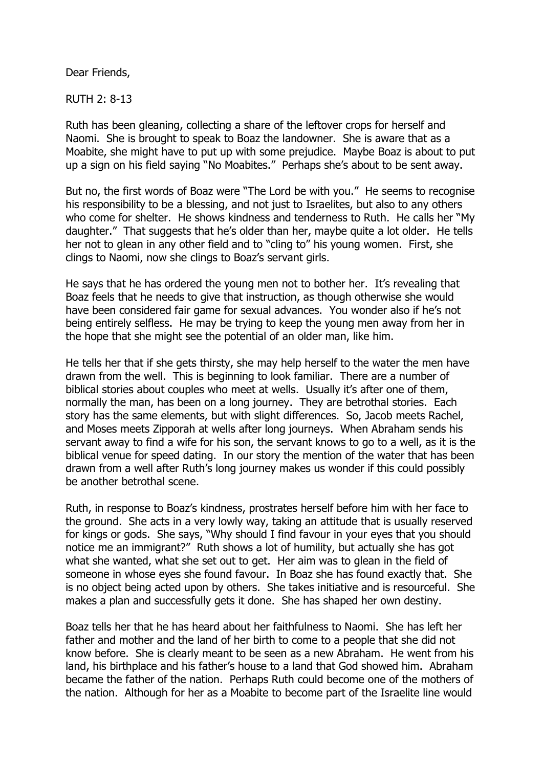Dear Friends,

RUTH 2: 8-13

Ruth has been gleaning, collecting a share of the leftover crops for herself and Naomi. She is brought to speak to Boaz the landowner. She is aware that as a Moabite, she might have to put up with some prejudice. Maybe Boaz is about to put up a sign on his field saying "No Moabites." Perhaps she's about to be sent away.

But no, the first words of Boaz were "The Lord be with you." He seems to recognise his responsibility to be a blessing, and not just to Israelites, but also to any others who come for shelter. He shows kindness and tenderness to Ruth. He calls her "My daughter." That suggests that he's older than her, maybe quite a lot older. He tells her not to glean in any other field and to "cling to" his young women. First, she clings to Naomi, now she clings to Boaz's servant girls.

He says that he has ordered the young men not to bother her. It's revealing that Boaz feels that he needs to give that instruction, as though otherwise she would have been considered fair game for sexual advances. You wonder also if he's not being entirely selfless. He may be trying to keep the young men away from her in the hope that she might see the potential of an older man, like him.

He tells her that if she gets thirsty, she may help herself to the water the men have drawn from the well. This is beginning to look familiar. There are a number of biblical stories about couples who meet at wells. Usually it's after one of them, normally the man, has been on a long journey. They are betrothal stories. Each story has the same elements, but with slight differences. So, Jacob meets Rachel, and Moses meets Zipporah at wells after long journeys. When Abraham sends his servant away to find a wife for his son, the servant knows to go to a well, as it is the biblical venue for speed dating. In our story the mention of the water that has been drawn from a well after Ruth's long journey makes us wonder if this could possibly be another betrothal scene.

Ruth, in response to Boaz's kindness, prostrates herself before him with her face to the ground. She acts in a very lowly way, taking an attitude that is usually reserved for kings or gods. She says, "Why should I find favour in your eyes that you should notice me an immigrant?" Ruth shows a lot of humility, but actually she has got what she wanted, what she set out to get. Her aim was to glean in the field of someone in whose eyes she found favour. In Boaz she has found exactly that. She is no object being acted upon by others. She takes initiative and is resourceful. She makes a plan and successfully gets it done. She has shaped her own destiny.

Boaz tells her that he has heard about her faithfulness to Naomi. She has left her father and mother and the land of her birth to come to a people that she did not know before. She is clearly meant to be seen as a new Abraham. He went from his land, his birthplace and his father's house to a land that God showed him. Abraham became the father of the nation. Perhaps Ruth could become one of the mothers of the nation. Although for her as a Moabite to become part of the Israelite line would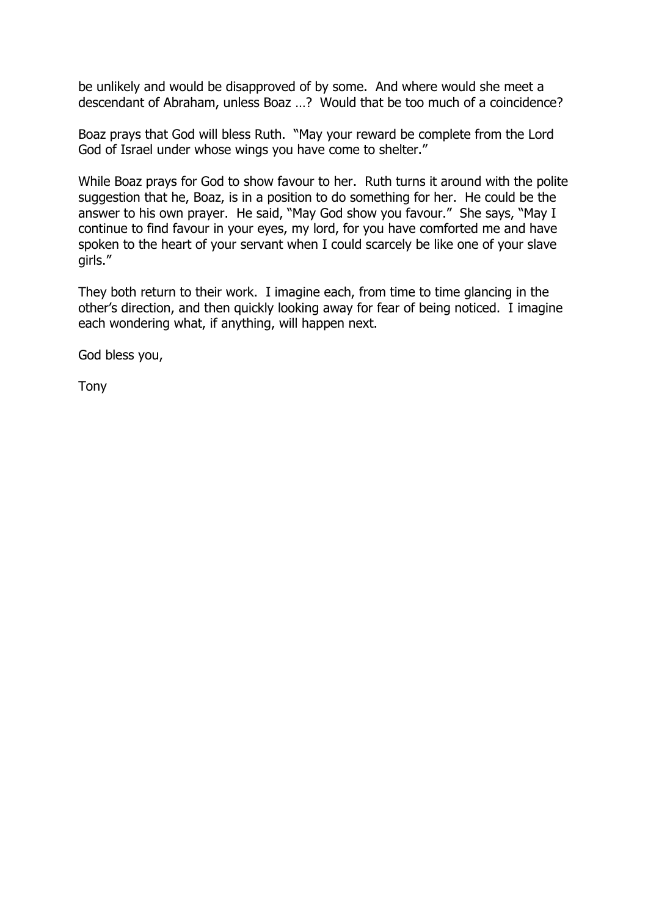be unlikely and would be disapproved of by some. And where would she meet a descendant of Abraham, unless Boaz …? Would that be too much of a coincidence?

Boaz prays that God will bless Ruth. "May your reward be complete from the Lord God of Israel under whose wings you have come to shelter."

While Boaz prays for God to show favour to her. Ruth turns it around with the polite suggestion that he, Boaz, is in a position to do something for her. He could be the answer to his own prayer. He said, "May God show you favour." She says, "May I continue to find favour in your eyes, my lord, for you have comforted me and have spoken to the heart of your servant when I could scarcely be like one of your slave girls."

They both return to their work. I imagine each, from time to time glancing in the other's direction, and then quickly looking away for fear of being noticed. I imagine each wondering what, if anything, will happen next.

God bless you,

Tony